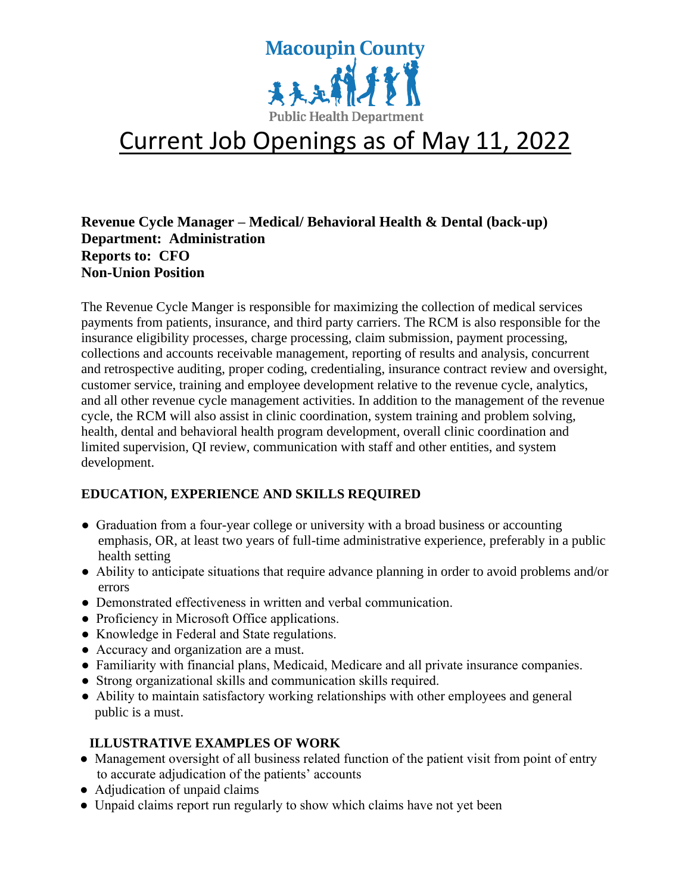Macoupin County

Public Health Department

# Current Job Openings as of May 11, 2022

**Revenue Cycle Manager – Medical/ Behavioral Health & Dental (back-up)**
**Department: Administration**
**Reports to: CFO**
**Non-Union Position**

The Revenue Cycle Manger is responsible for maximizing the collection of medical services payments from patients, insurance, and third party carriers. The RCM is also responsible for the insurance eligibility processes, charge processing, claim submission, payment processing, collections and accounts receivable management, reporting of results and analysis, concurrent and retrospective auditing, proper coding, credentialing, insurance contract review and oversight, customer service, training and employee development relative to the revenue cycle, analytics, and all other revenue cycle management activities. In addition to the management of the revenue cycle, the RCM will also assist in clinic coordination, system training and problem solving, health, dental and behavioral health program development, overall clinic coordination and limited supervision, QI review, communication with staff and other entities, and system development.

**EDUCATION, EXPERIENCE AND SKILLS REQUIRED**

- Graduation from a four-year college or university with a broad business or accounting emphasis, OR, at least two years of full-time administrative experience, preferably in a public health setting
- Ability to anticipate situations that require advance planning in order to avoid problems and/or errors
- Demonstrated effectiveness in written and verbal communication.
- Proficiency in Microsoft Office applications.
- Knowledge in Federal and State regulations.
- Accuracy and organization are a must.
- Familiarity with financial plans, Medicaid, Medicare and all private insurance companies.
- Strong organizational skills and communication skills required.
- Ability to maintain satisfactory working relationships with other employees and general public is a must.

**ILLUSTRATIVE EXAMPLES OF WORK**

- Management oversight of all business related function of the patient visit from point of entry to accurate adjudication of the patients' accounts
- Adjudication of unpaid claims
- Unpaid claims report run regularly to show which claims have not yet been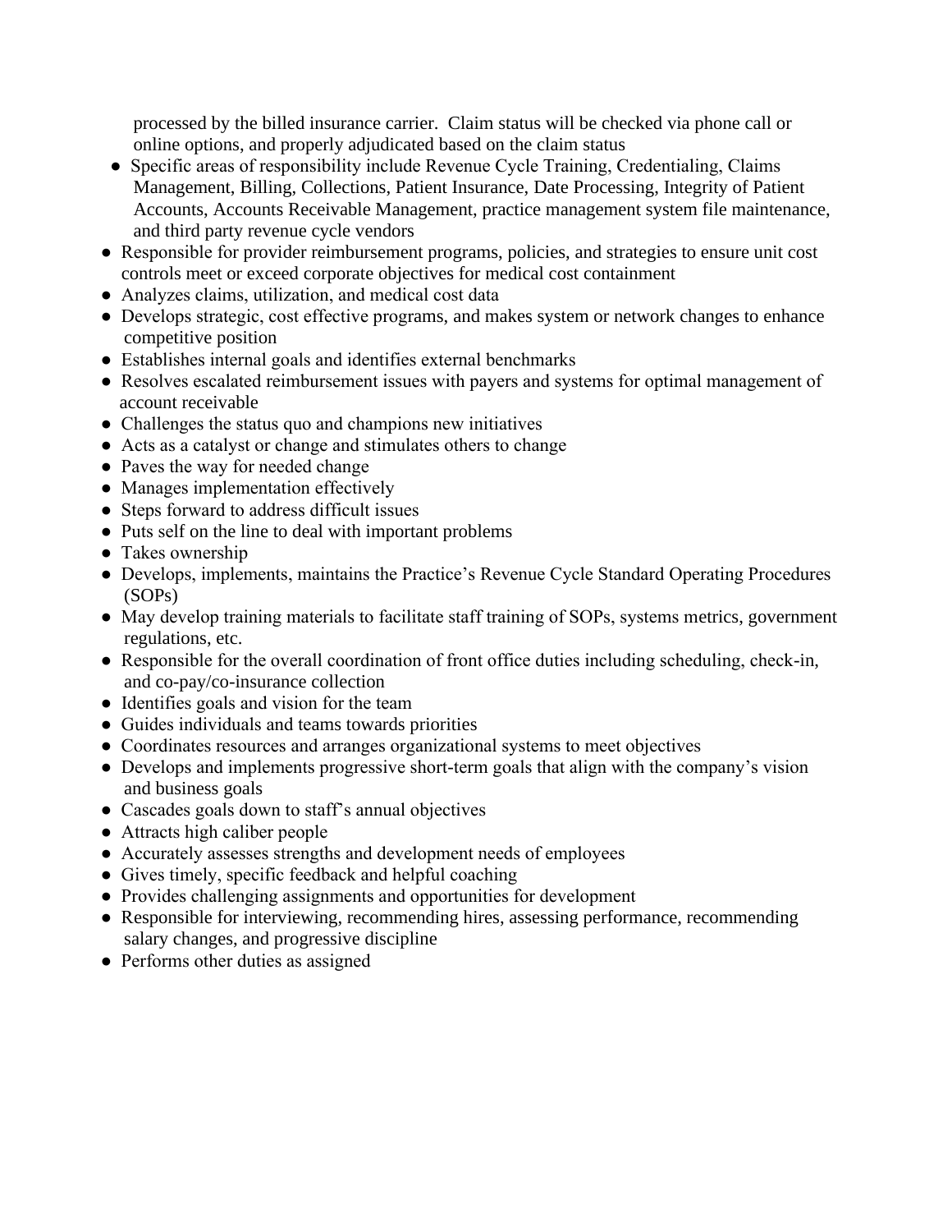processed by the billed insurance carrier. Claim status will be checked via phone call or online options, and properly adjudicated based on the claim status

- Specific areas of responsibility include Revenue Cycle Training, Credentialing, Claims Management, Billing, Collections, Patient Insurance, Date Processing, Integrity of Patient Accounts, Accounts Receivable Management, practice management system file maintenance, and third party revenue cycle vendors
- Responsible for provider reimbursement programs, policies, and strategies to ensure unit cost controls meet or exceed corporate objectives for medical cost containment
- Analyzes claims, utilization, and medical cost data
- Develops strategic, cost effective programs, and makes system or network changes to enhance competitive position
- Establishes internal goals and identifies external benchmarks
- Resolves escalated reimbursement issues with payers and systems for optimal management of account receivable
- Challenges the status quo and champions new initiatives
- Acts as a catalyst or change and stimulates others to change
- Paves the way for needed change
- Manages implementation effectively
- Steps forward to address difficult issues
- Puts self on the line to deal with important problems
- Takes ownership
- Develops, implements, maintains the Practice's Revenue Cycle Standard Operating Procedures (SOPs)
- May develop training materials to facilitate staff training of SOPs, systems metrics, government regulations, etc.
- Responsible for the overall coordination of front office duties including scheduling, check-in, and co-pay/co-insurance collection
- Identifies goals and vision for the team
- Guides individuals and teams towards priorities
- Coordinates resources and arranges organizational systems to meet objectives
- Develops and implements progressive short-term goals that align with the company's vision and business goals
- Cascades goals down to staff's annual objectives
- Attracts high caliber people
- Accurately assesses strengths and development needs of employees
- Gives timely, specific feedback and helpful coaching
- Provides challenging assignments and opportunities for development
- Responsible for interviewing, recommending hires, assessing performance, recommending salary changes, and progressive discipline
- Performs other duties as assigned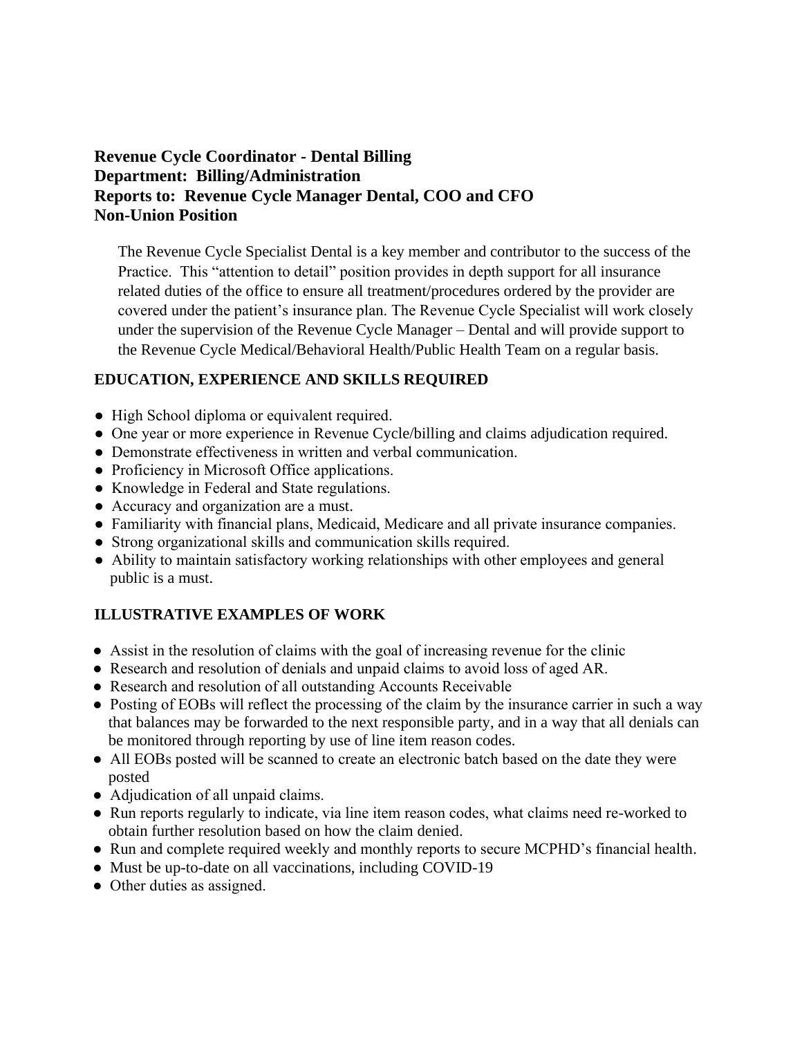**Revenue Cycle Coordinator - Dental Billing**
**Department: Billing/Administration**
**Reports to: Revenue Cycle Manager Dental, COO and CFO**
**Non-Union Position**

The Revenue Cycle Specialist Dental is a key member and contributor to the success of the Practice. This "attention to detail" position provides in depth support for all insurance related duties of the office to ensure all treatment/procedures ordered by the provider are covered under the patient's insurance plan. The Revenue Cycle Specialist will work closely under the supervision of the Revenue Cycle Manager – Dental and will provide support to the Revenue Cycle Medical/Behavioral Health/Public Health Team on a regular basis.

## EDUCATION, EXPERIENCE AND SKILLS REQUIRED

- High School diploma or equivalent required.
- One year or more experience in Revenue Cycle/billing and claims adjudication required.
- Demonstrate effectiveness in written and verbal communication.
- Proficiency in Microsoft Office applications.
- Knowledge in Federal and State regulations.
- Accuracy and organization are a must.
- Familiarity with financial plans, Medicaid, Medicare and all private insurance companies.
- Strong organizational skills and communication skills required.
- Ability to maintain satisfactory working relationships with other employees and general public is a must.

## ILLUSTRATIVE EXAMPLES OF WORK

- Assist in the resolution of claims with the goal of increasing revenue for the clinic
- Research and resolution of denials and unpaid claims to avoid loss of aged AR.
- Research and resolution of all outstanding Accounts Receivable
- Posting of EOBs will reflect the processing of the claim by the insurance carrier in such a way that balances may be forwarded to the next responsible party, and in a way that all denials can be monitored through reporting by use of line item reason codes.
- All EOBs posted will be scanned to create an electronic batch based on the date they were posted
- Adjudication of all unpaid claims.
- Run reports regularly to indicate, via line item reason codes, what claims need re-worked to obtain further resolution based on how the claim denied.
- Run and complete required weekly and monthly reports to secure MCPHD's financial health.
- Must be up-to-date on all vaccinations, including COVID-19
- Other duties as assigned.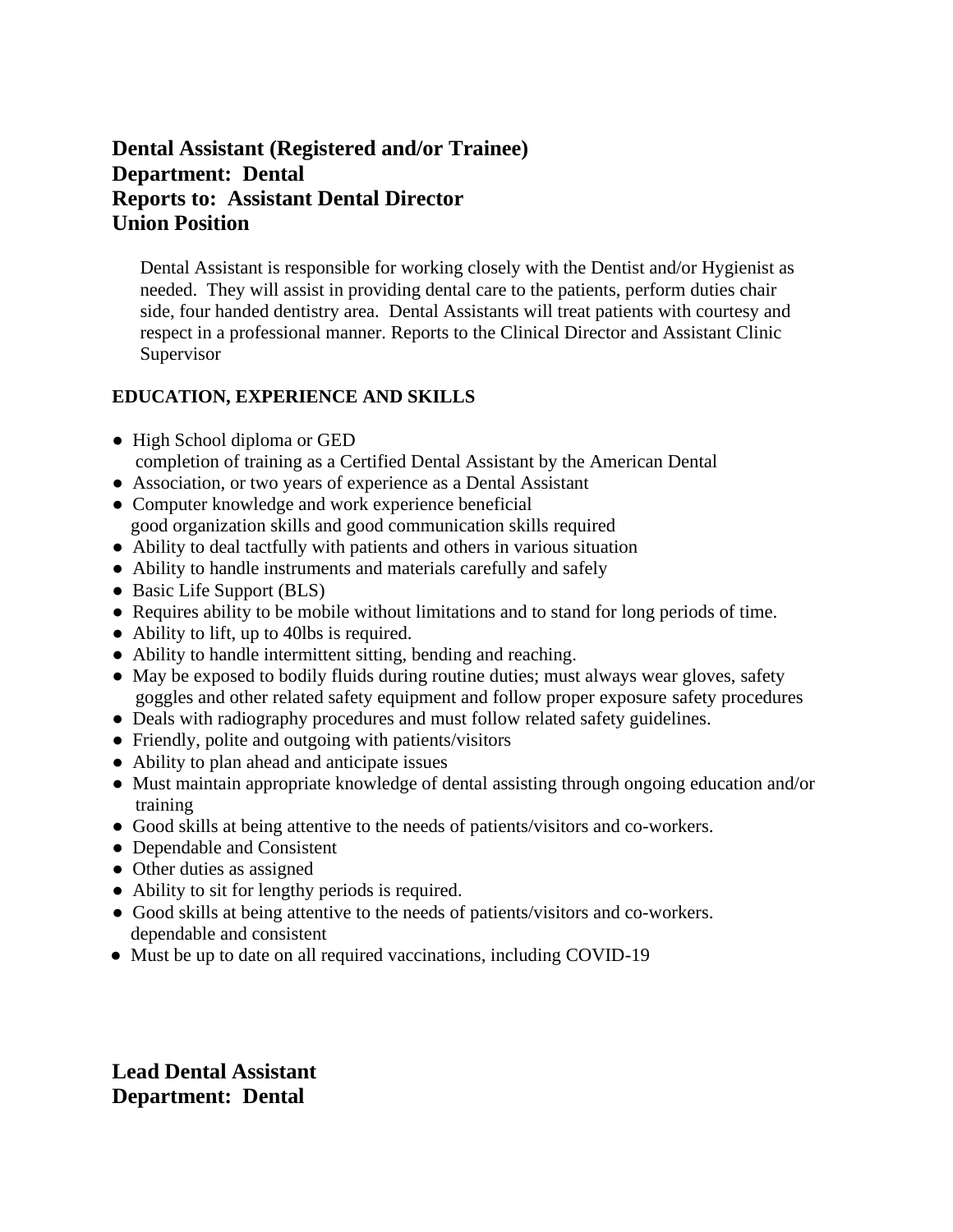**Dental Assistant (Registered and/or Trainee)**
**Department: Dental**
**Reports to: Assistant Dental Director**
**Union Position**

Dental Assistant is responsible for working closely with the Dentist and/or Hygienist as needed. They will assist in providing dental care to the patients, perform duties chair side, four handed dentistry area. Dental Assistants will treat patients with courtesy and respect in a professional manner. Reports to the Clinical Director and Assistant Clinic Supervisor

**EDUCATION, EXPERIENCE AND SKILLS**

- High School diploma or GED
  completion of training as a Certified Dental Assistant by the American Dental
- Association, or two years of experience as a Dental Assistant
- Computer knowledge and work experience beneficial
  good organization skills and good communication skills required
- Ability to deal tactfully with patients and others in various situation
- Ability to handle instruments and materials carefully and safely
- Basic Life Support (BLS)
- Requires ability to be mobile without limitations and to stand for long periods of time.
- Ability to lift, up to 40lbs is required.
- Ability to handle intermittent sitting, bending and reaching.
- May be exposed to bodily fluids during routine duties; must always wear gloves, safety goggles and other related safety equipment and follow proper exposure safety procedures
- Deals with radiography procedures and must follow related safety guidelines.
- Friendly, polite and outgoing with patients/visitors
- Ability to plan ahead and anticipate issues
- Must maintain appropriate knowledge of dental assisting through ongoing education and/or training
- Good skills at being attentive to the needs of patients/visitors and co-workers.
- Dependable and Consistent
- Other duties as assigned
- Ability to sit for lengthy periods is required.
- Good skills at being attentive to the needs of patients/visitors and co-workers.
  dependable and consistent
- Must be up to date on all required vaccinations, including COVID-19

**Lead Dental Assistant**
**Department: Dental**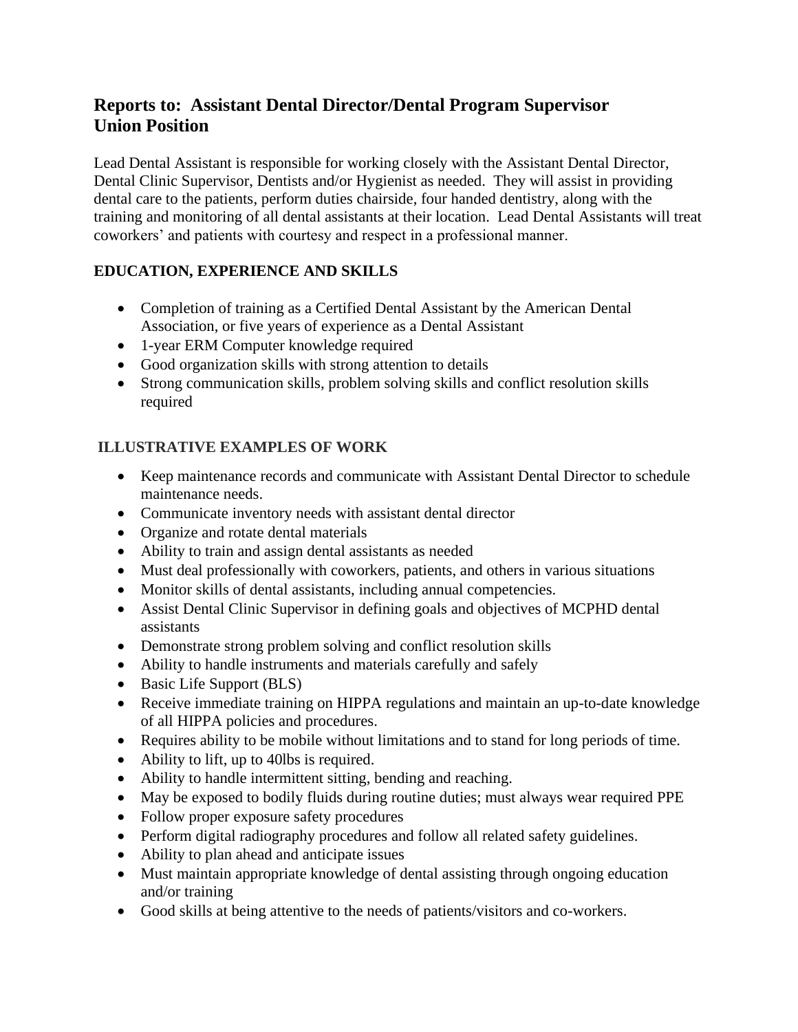**Reports to: Assistant Dental Director/Dental Program Supervisor**
**Union Position**

Lead Dental Assistant is responsible for working closely with the Assistant Dental Director, Dental Clinic Supervisor, Dentists and/or Hygienist as needed. They will assist in providing dental care to the patients, perform duties chairside, four handed dentistry, along with the training and monitoring of all dental assistants at their location. Lead Dental Assistants will treat coworkers' and patients with courtesy and respect in a professional manner.

**EDUCATION, EXPERIENCE AND SKILLS**

- Completion of training as a Certified Dental Assistant by the American Dental Association, or five years of experience as a Dental Assistant
- 1-year ERM Computer knowledge required
- Good organization skills with strong attention to details
- Strong communication skills, problem solving skills and conflict resolution skills required

**ILLUSTRATIVE EXAMPLES OF WORK**

- Keep maintenance records and communicate with Assistant Dental Director to schedule maintenance needs.
- Communicate inventory needs with assistant dental director
- Organize and rotate dental materials
- Ability to train and assign dental assistants as needed
- Must deal professionally with coworkers, patients, and others in various situations
- Monitor skills of dental assistants, including annual competencies.
- Assist Dental Clinic Supervisor in defining goals and objectives of MCPHD dental assistants
- Demonstrate strong problem solving and conflict resolution skills
- Ability to handle instruments and materials carefully and safely
- Basic Life Support (BLS)
- Receive immediate training on HIPPA regulations and maintain an up-to-date knowledge of all HIPPA policies and procedures.
- Requires ability to be mobile without limitations and to stand for long periods of time.
- Ability to lift, up to 40lbs is required.
- Ability to handle intermittent sitting, bending and reaching.
- May be exposed to bodily fluids during routine duties; must always wear required PPE
- Follow proper exposure safety procedures
- Perform digital radiography procedures and follow all related safety guidelines.
- Ability to plan ahead and anticipate issues
- Must maintain appropriate knowledge of dental assisting through ongoing education and/or training
- Good skills at being attentive to the needs of patients/visitors and co-workers.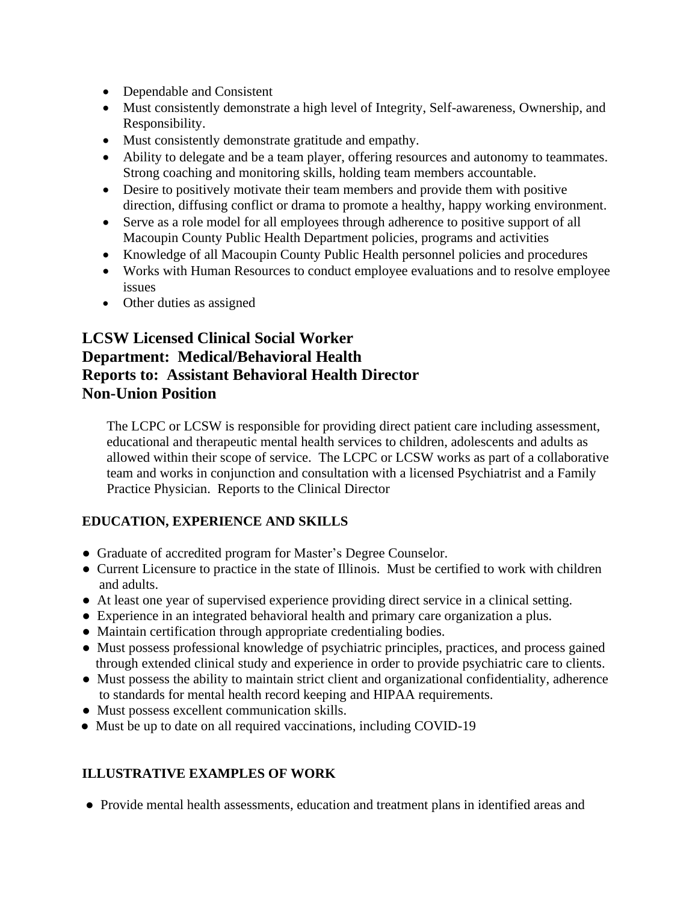- Dependable and Consistent
- Must consistently demonstrate a high level of Integrity, Self-awareness, Ownership, and Responsibility.
- Must consistently demonstrate gratitude and empathy.
- Ability to delegate and be a team player, offering resources and autonomy to teammates. Strong coaching and monitoring skills, holding team members accountable.
- Desire to positively motivate their team members and provide them with positive direction, diffusing conflict or drama to promote a healthy, happy working environment.
- Serve as a role model for all employees through adherence to positive support of all Macoupin County Public Health Department policies, programs and activities
- Knowledge of all Macoupin County Public Health personnel policies and procedures
- Works with Human Resources to conduct employee evaluations and to resolve employee issues
- Other duties as assigned

## LCSW Licensed Clinical Social Worker
## Department: Medical/Behavioral Health
## Reports to: Assistant Behavioral Health Director
## Non-Union Position

The LCPC or LCSW is responsible for providing direct patient care including assessment, educational and therapeutic mental health services to children, adolescents and adults as allowed within their scope of service. The LCPC or LCSW works as part of a collaborative team and works in conjunction and consultation with a licensed Psychiatrist and a Family Practice Physician. Reports to the Clinical Director

**EDUCATION, EXPERIENCE AND SKILLS**

- Graduate of accredited program for Master's Degree Counselor.
- Current Licensure to practice in the state of Illinois. Must be certified to work with children and adults.
- At least one year of supervised experience providing direct service in a clinical setting.
- Experience in an integrated behavioral health and primary care organization a plus.
- Maintain certification through appropriate credentialing bodies.
- Must possess professional knowledge of psychiatric principles, practices, and process gained through extended clinical study and experience in order to provide psychiatric care to clients.
- Must possess the ability to maintain strict client and organizational confidentiality, adherence to standards for mental health record keeping and HIPAA requirements.
- Must possess excellent communication skills.
- Must be up to date on all required vaccinations, including COVID-19

**ILLUSTRATIVE EXAMPLES OF WORK**

- Provide mental health assessments, education and treatment plans in identified areas and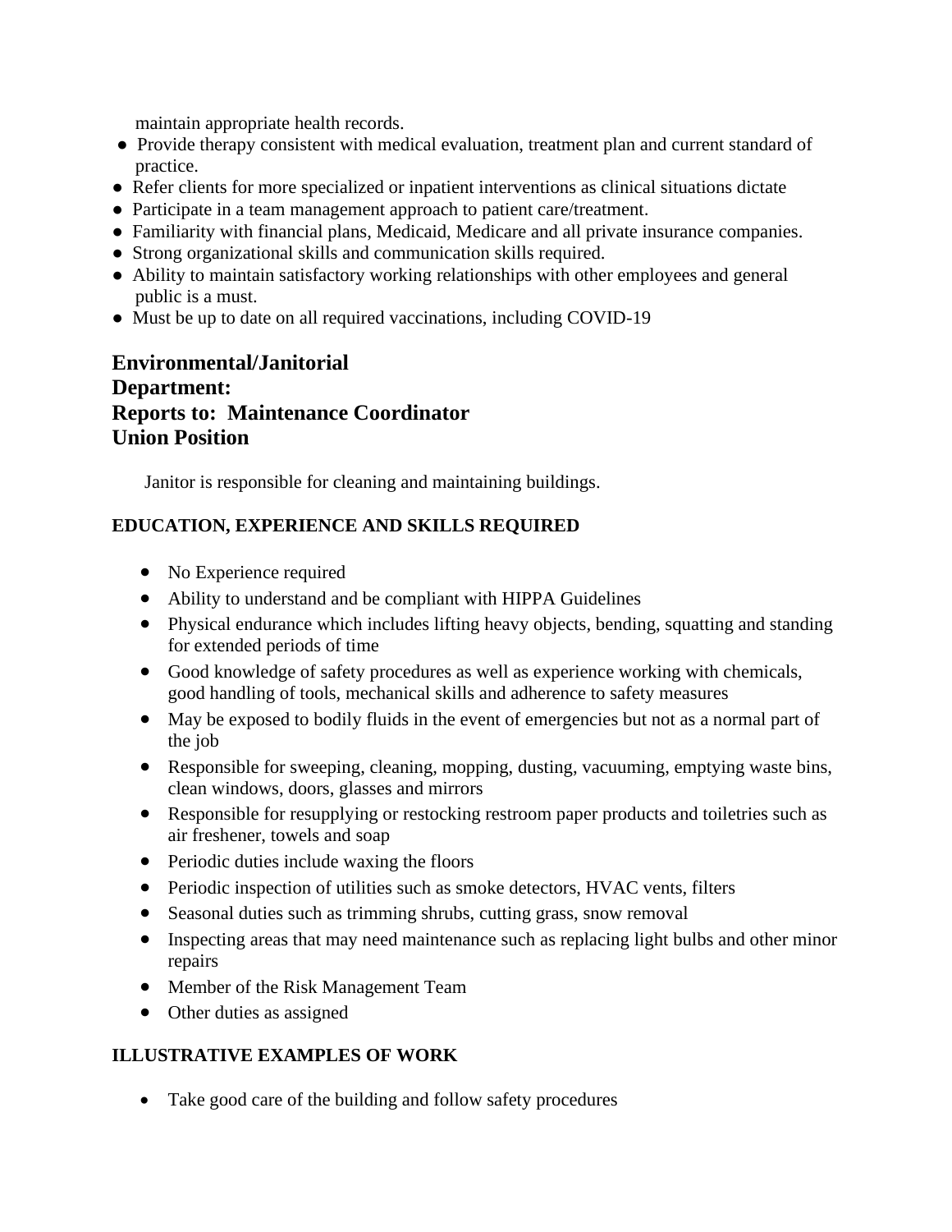maintain appropriate health records.

- Provide therapy consistent with medical evaluation, treatment plan and current standard of practice.
- Refer clients for more specialized or inpatient interventions as clinical situations dictate
- Participate in a team management approach to patient care/treatment.
- Familiarity with financial plans, Medicaid, Medicare and all private insurance companies.
- Strong organizational skills and communication skills required.
- Ability to maintain satisfactory working relationships with other employees and general public is a must.
- Must be up to date on all required vaccinations, including COVID-19

## Environmental/Janitorial Department:
## Reports to: Maintenance Coordinator
## Union Position

Janitor is responsible for cleaning and maintaining buildings.

**EDUCATION, EXPERIENCE AND SKILLS REQUIRED**

- No Experience required
- Ability to understand and be compliant with HIPPA Guidelines
- Physical endurance which includes lifting heavy objects, bending, squatting and standing for extended periods of time
- Good knowledge of safety procedures as well as experience working with chemicals, good handling of tools, mechanical skills and adherence to safety measures
- May be exposed to bodily fluids in the event of emergencies but not as a normal part of the job
- Responsible for sweeping, cleaning, mopping, dusting, vacuuming, emptying waste bins, clean windows, doors, glasses and mirrors
- Responsible for resupplying or restocking restroom paper products and toiletries such as air freshener, towels and soap
- Periodic duties include waxing the floors
- Periodic inspection of utilities such as smoke detectors, HVAC vents, filters
- Seasonal duties such as trimming shrubs, cutting grass, snow removal
- Inspecting areas that may need maintenance such as replacing light bulbs and other minor repairs
- Member of the Risk Management Team
- Other duties as assigned

**ILLUSTRATIVE EXAMPLES OF WORK**

- Take good care of the building and follow safety procedures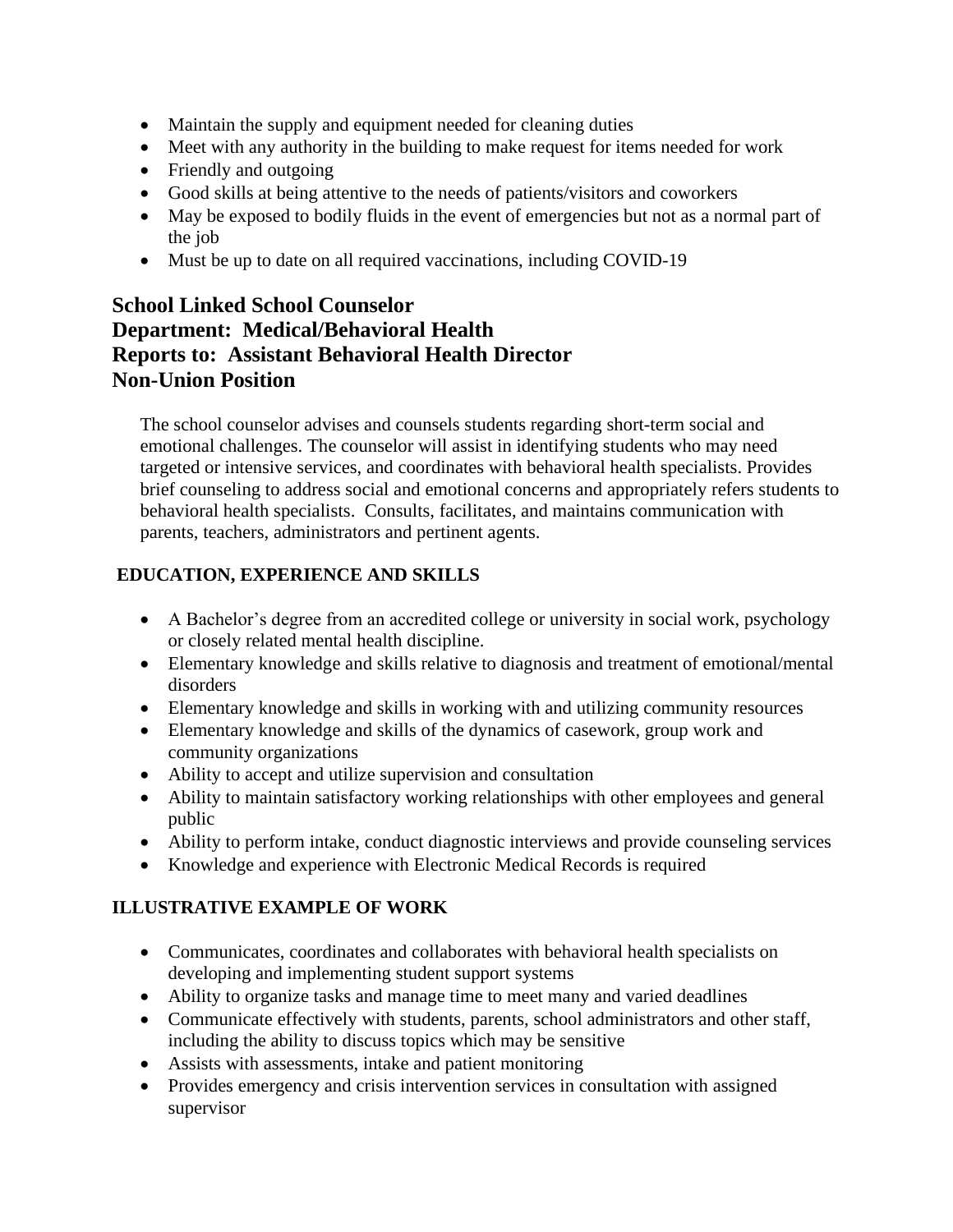- Maintain the supply and equipment needed for cleaning duties
- Meet with any authority in the building to make request for items needed for work
- Friendly and outgoing
- Good skills at being attentive to the needs of patients/visitors and coworkers
- May be exposed to bodily fluids in the event of emergencies but not as a normal part of the job
- Must be up to date on all required vaccinations, including COVID-19

## School Linked School Counselor
## Department: Medical/Behavioral Health
## Reports to: Assistant Behavioral Health Director
## Non-Union Position

The school counselor advises and counsels students regarding short-term social and emotional challenges. The counselor will assist in identifying students who may need targeted or intensive services, and coordinates with behavioral health specialists. Provides brief counseling to address social and emotional concerns and appropriately refers students to behavioral health specialists. Consults, facilitates, and maintains communication with parents, teachers, administrators and pertinent agents.

### EDUCATION, EXPERIENCE AND SKILLS

- A Bachelor's degree from an accredited college or university in social work, psychology or closely related mental health discipline.
- Elementary knowledge and skills relative to diagnosis and treatment of emotional/mental disorders
- Elementary knowledge and skills in working with and utilizing community resources
- Elementary knowledge and skills of the dynamics of casework, group work and community organizations
- Ability to accept and utilize supervision and consultation
- Ability to maintain satisfactory working relationships with other employees and general public
- Ability to perform intake, conduct diagnostic interviews and provide counseling services
- Knowledge and experience with Electronic Medical Records is required

### ILLUSTRATIVE EXAMPLE OF WORK

- Communicates, coordinates and collaborates with behavioral health specialists on developing and implementing student support systems
- Ability to organize tasks and manage time to meet many and varied deadlines
- Communicate effectively with students, parents, school administrators and other staff, including the ability to discuss topics which may be sensitive
- Assists with assessments, intake and patient monitoring
- Provides emergency and crisis intervention services in consultation with assigned supervisor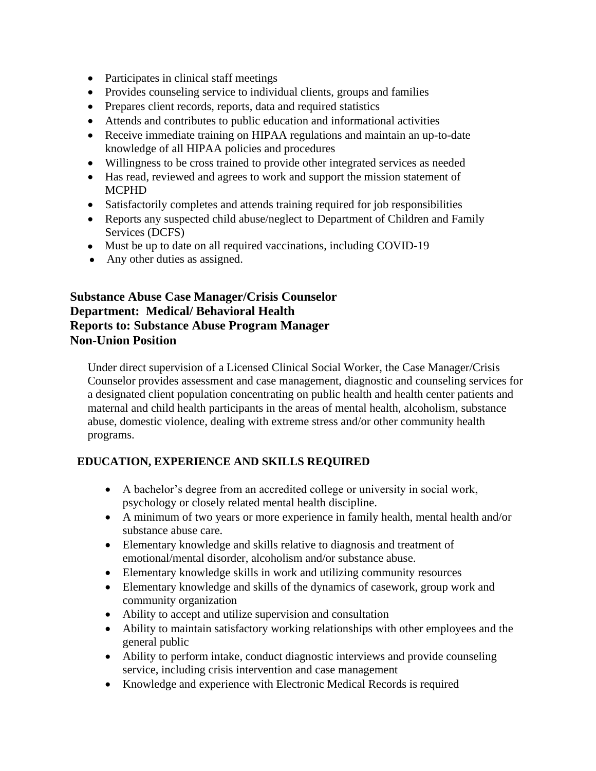- Participates in clinical staff meetings
- Provides counseling service to individual clients, groups and families
- Prepares client records, reports, data and required statistics
- Attends and contributes to public education and informational activities
- Receive immediate training on HIPAA regulations and maintain an up-to-date knowledge of all HIPAA policies and procedures
- Willingness to be cross trained to provide other integrated services as needed
- Has read, reviewed and agrees to work and support the mission statement of MCPHD
- Satisfactorily completes and attends training required for job responsibilities
- Reports any suspected child abuse/neglect to Department of Children and Family Services (DCFS)
- Must be up to date on all required vaccinations, including COVID-19
- Any other duties as assigned.

**Substance Abuse Case Manager/Crisis Counselor**
**Department: Medical/ Behavioral Health**
**Reports to: Substance Abuse Program Manager**
**Non-Union Position**

Under direct supervision of a Licensed Clinical Social Worker, the Case Manager/Crisis Counselor provides assessment and case management, diagnostic and counseling services for a designated client population concentrating on public health and health center patients and maternal and child health participants in the areas of mental health, alcoholism, substance abuse, domestic violence, dealing with extreme stress and/or other community health programs.

**EDUCATION, EXPERIENCE AND SKILLS REQUIRED**

- A bachelor's degree from an accredited college or university in social work, psychology or closely related mental health discipline.
- A minimum of two years or more experience in family health, mental health and/or substance abuse care.
- Elementary knowledge and skills relative to diagnosis and treatment of emotional/mental disorder, alcoholism and/or substance abuse.
- Elementary knowledge skills in work and utilizing community resources
- Elementary knowledge and skills of the dynamics of casework, group work and community organization
- Ability to accept and utilize supervision and consultation
- Ability to maintain satisfactory working relationships with other employees and the general public
- Ability to perform intake, conduct diagnostic interviews and provide counseling service, including crisis intervention and case management
- Knowledge and experience with Electronic Medical Records is required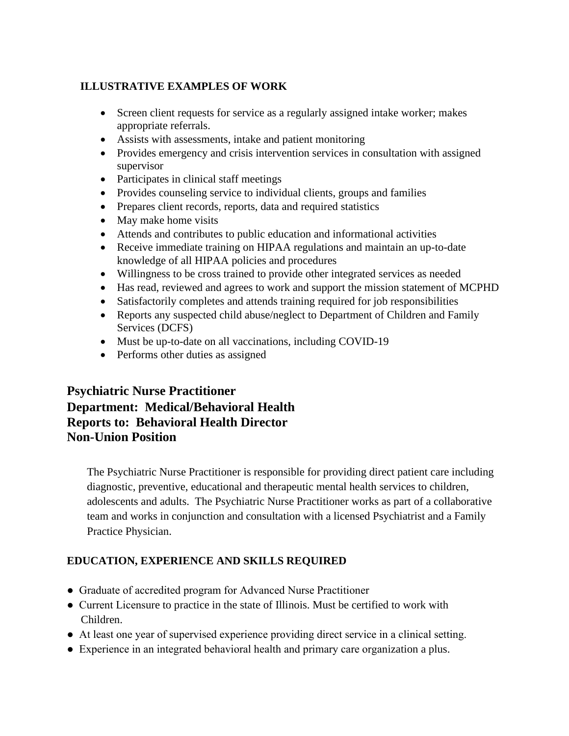**ILLUSTRATIVE EXAMPLES OF WORK**

- Screen client requests for service as a regularly assigned intake worker; makes appropriate referrals.
- Assists with assessments, intake and patient monitoring
- Provides emergency and crisis intervention services in consultation with assigned supervisor
- Participates in clinical staff meetings
- Provides counseling service to individual clients, groups and families
- Prepares client records, reports, data and required statistics
- May make home visits
- Attends and contributes to public education and informational activities
- Receive immediate training on HIPAA regulations and maintain an up-to-date knowledge of all HIPAA policies and procedures
- Willingness to be cross trained to provide other integrated services as needed
- Has read, reviewed and agrees to work and support the mission statement of MCPHD
- Satisfactorily completes and attends training required for job responsibilities
- Reports any suspected child abuse/neglect to Department of Children and Family Services (DCFS)
- Must be up-to-date on all vaccinations, including COVID-19
- Performs other duties as assigned

## Psychiatric Nurse Practitioner
## Department: Medical/Behavioral Health
## Reports to: Behavioral Health Director
## Non-Union Position

The Psychiatric Nurse Practitioner is responsible for providing direct patient care including diagnostic, preventive, educational and therapeutic mental health services to children, adolescents and adults. The Psychiatric Nurse Practitioner works as part of a collaborative team and works in conjunction and consultation with a licensed Psychiatrist and a Family Practice Physician.

**EDUCATION, EXPERIENCE AND SKILLS REQUIRED**

- Graduate of accredited program for Advanced Nurse Practitioner
- Current Licensure to practice in the state of Illinois. Must be certified to work with Children.
- At least one year of supervised experience providing direct service in a clinical setting.
- Experience in an integrated behavioral health and primary care organization a plus.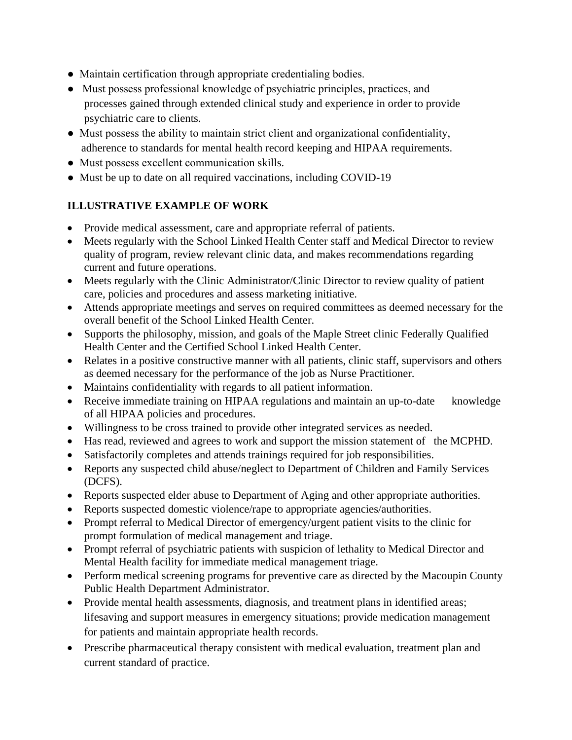- Maintain certification through appropriate credentialing bodies.
- Must possess professional knowledge of psychiatric principles, practices, and processes gained through extended clinical study and experience in order to provide psychiatric care to clients.
- Must possess the ability to maintain strict client and organizational confidentiality, adherence to standards for mental health record keeping and HIPAA requirements.
- Must possess excellent communication skills.
- Must be up to date on all required vaccinations, including COVID-19

**ILLUSTRATIVE EXAMPLE OF WORK**

- Provide medical assessment, care and appropriate referral of patients.
- Meets regularly with the School Linked Health Center staff and Medical Director to review quality of program, review relevant clinic data, and makes recommendations regarding current and future operations.
- Meets regularly with the Clinic Administrator/Clinic Director to review quality of patient care, policies and procedures and assess marketing initiative.
- Attends appropriate meetings and serves on required committees as deemed necessary for the overall benefit of the School Linked Health Center.
- Supports the philosophy, mission, and goals of the Maple Street clinic Federally Qualified Health Center and the Certified School Linked Health Center.
- Relates in a positive constructive manner with all patients, clinic staff, supervisors and others as deemed necessary for the performance of the job as Nurse Practitioner.
- Maintains confidentiality with regards to all patient information.
- Receive immediate training on HIPAA regulations and maintain an up-to-date knowledge of all HIPAA policies and procedures.
- Willingness to be cross trained to provide other integrated services as needed.
- Has read, reviewed and agrees to work and support the mission statement of the MCPHD.
- Satisfactorily completes and attends trainings required for job responsibilities.
- Reports any suspected child abuse/neglect to Department of Children and Family Services (DCFS).
- Reports suspected elder abuse to Department of Aging and other appropriate authorities.
- Reports suspected domestic violence/rape to appropriate agencies/authorities.
- Prompt referral to Medical Director of emergency/urgent patient visits to the clinic for prompt formulation of medical management and triage.
- Prompt referral of psychiatric patients with suspicion of lethality to Medical Director and Mental Health facility for immediate medical management triage.
- Perform medical screening programs for preventive care as directed by the Macoupin County Public Health Department Administrator.
- Provide mental health assessments, diagnosis, and treatment plans in identified areas; lifesaving and support measures in emergency situations; provide medication management for patients and maintain appropriate health records.
- Prescribe pharmaceutical therapy consistent with medical evaluation, treatment plan and current standard of practice.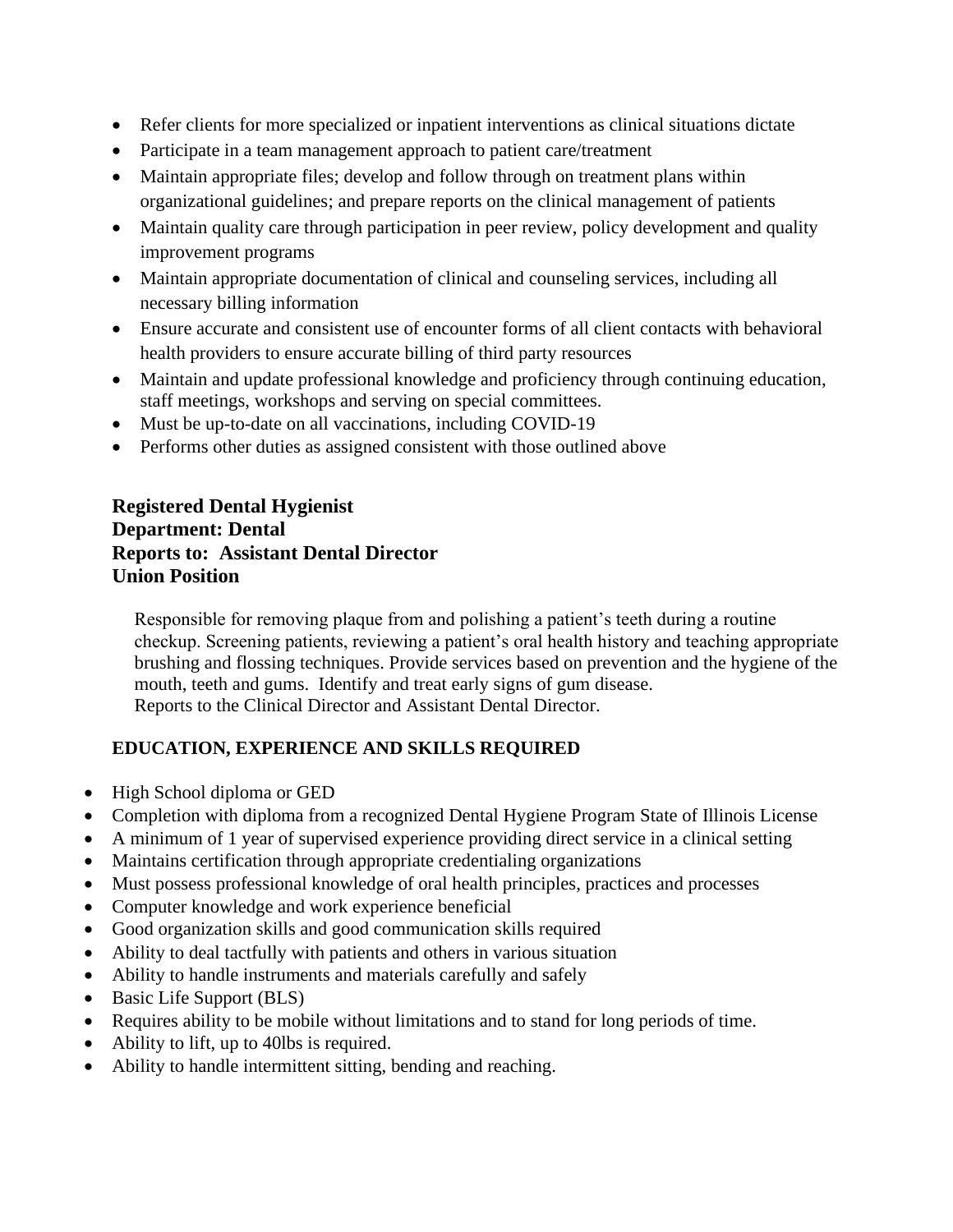- Refer clients for more specialized or inpatient interventions as clinical situations dictate
- Participate in a team management approach to patient care/treatment
- Maintain appropriate files; develop and follow through on treatment plans within organizational guidelines; and prepare reports on the clinical management of patients
- Maintain quality care through participation in peer review, policy development and quality improvement programs
- Maintain appropriate documentation of clinical and counseling services, including all necessary billing information
- Ensure accurate and consistent use of encounter forms of all client contacts with behavioral health providers to ensure accurate billing of third party resources
- Maintain and update professional knowledge and proficiency through continuing education, staff meetings, workshops and serving on special committees.
- Must be up-to-date on all vaccinations, including COVID-19
- Performs other duties as assigned consistent with those outlined above

**Registered Dental Hygienist**
**Department: Dental**
**Reports to: Assistant Dental Director**
**Union Position**

Responsible for removing plaque from and polishing a patient's teeth during a routine checkup. Screening patients, reviewing a patient's oral health history and teaching appropriate brushing and flossing techniques. Provide services based on prevention and the hygiene of the mouth, teeth and gums. Identify and treat early signs of gum disease.
Reports to the Clinical Director and Assistant Dental Director.

**EDUCATION, EXPERIENCE AND SKILLS REQUIRED**

- High School diploma or GED
- Completion with diploma from a recognized Dental Hygiene Program State of Illinois License
- A minimum of 1 year of supervised experience providing direct service in a clinical setting
- Maintains certification through appropriate credentialing organizations
- Must possess professional knowledge of oral health principles, practices and processes
- Computer knowledge and work experience beneficial
- Good organization skills and good communication skills required
- Ability to deal tactfully with patients and others in various situation
- Ability to handle instruments and materials carefully and safely
- Basic Life Support (BLS)
- Requires ability to be mobile without limitations and to stand for long periods of time.
- Ability to lift, up to 40lbs is required.
- Ability to handle intermittent sitting, bending and reaching.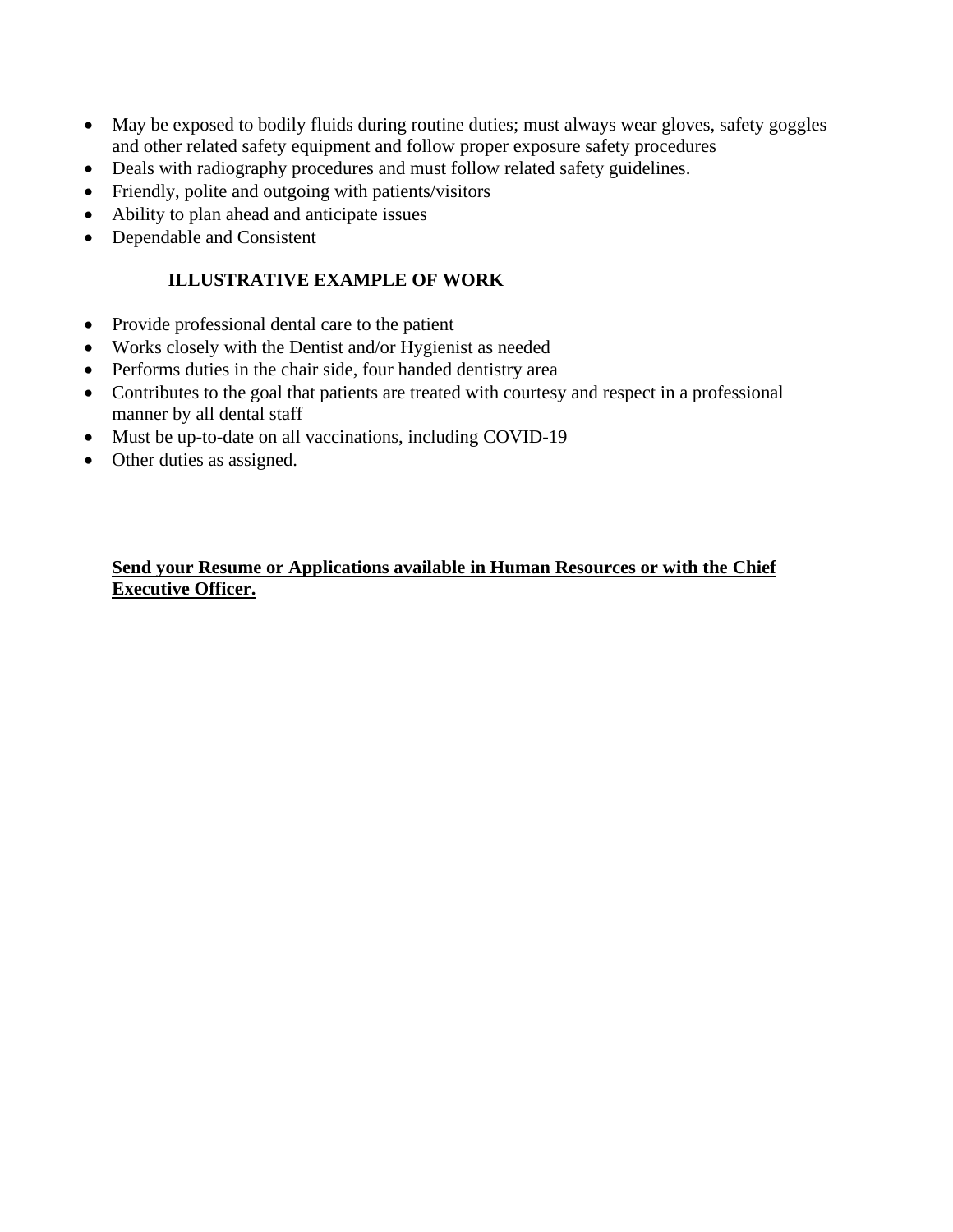- May be exposed to bodily fluids during routine duties; must always wear gloves, safety goggles and other related safety equipment and follow proper exposure safety procedures
- Deals with radiography procedures and must follow related safety guidelines.
- Friendly, polite and outgoing with patients/visitors
- Ability to plan ahead and anticipate issues
- Dependable and Consistent

## ILLUSTRATIVE EXAMPLE OF WORK

- Provide professional dental care to the patient
- Works closely with the Dentist and/or Hygienist as needed
- Performs duties in the chair side, four handed dentistry area
- Contributes to the goal that patients are treated with courtesy and respect in a professional manner by all dental staff
- Must be up-to-date on all vaccinations, including COVID-19
- Other duties as assigned.

**<u>Send your Resume or Applications available in Human Resources or with the Chief Executive Officer.</u>**